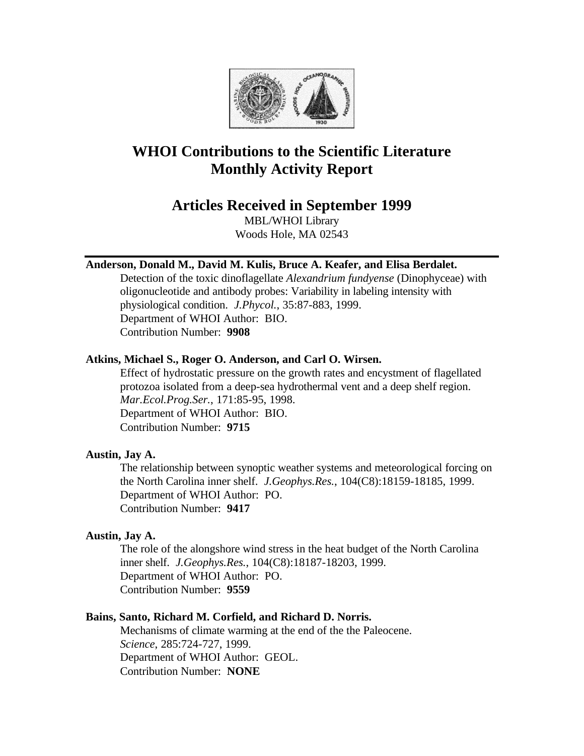# WHOI Contributions to the Scientific Literature
# Monthly Activity Report

## Articles Received in September 1999

MBL/WHOI Library
Woods Hole, MA 02543

---

**Anderson, Donald M., David M. Kulis, Bruce A. Keafer, and Elisa Berdalet.**

Detection of the toxic dinoflagellate *Alexandrium fundyense* (Dinophyceae) with oligonucleotide and antibody probes: Variability in labeling intensity with physiological condition. *J.Phycol.*, 35:87-883, 1999.
Department of WHOI Author: BIO.
Contribution Number: **9908**

**Atkins, Michael S., Roger O. Anderson, and Carl O. Wirsen.**

Effect of hydrostatic pressure on the growth rates and encystment of flagellated protozoa isolated from a deep-sea hydrothermal vent and a deep shelf region. *Mar.Ecol.Prog.Ser.*, 171:85-95, 1998.
Department of WHOI Author: BIO.
Contribution Number: **9715**

**Austin, Jay A.**

The relationship between synoptic weather systems and meteorological forcing on the North Carolina inner shelf. *J.Geophys.Res.*, 104(C8):18159-18185, 1999.
Department of WHOI Author: PO.
Contribution Number: **9417**

**Austin, Jay A.**

The role of the alongshore wind stress in the heat budget of the North Carolina inner shelf. *J.Geophys.Res.*, 104(C8):18187-18203, 1999.
Department of WHOI Author: PO.
Contribution Number: **9559**

**Bains, Santo, Richard M. Corfield, and Richard D. Norris.**

Mechanisms of climate warming at the end of the the Paleocene. *Science*, 285:724-727, 1999.
Department of WHOI Author: GEOL.
Contribution Number: **NONE**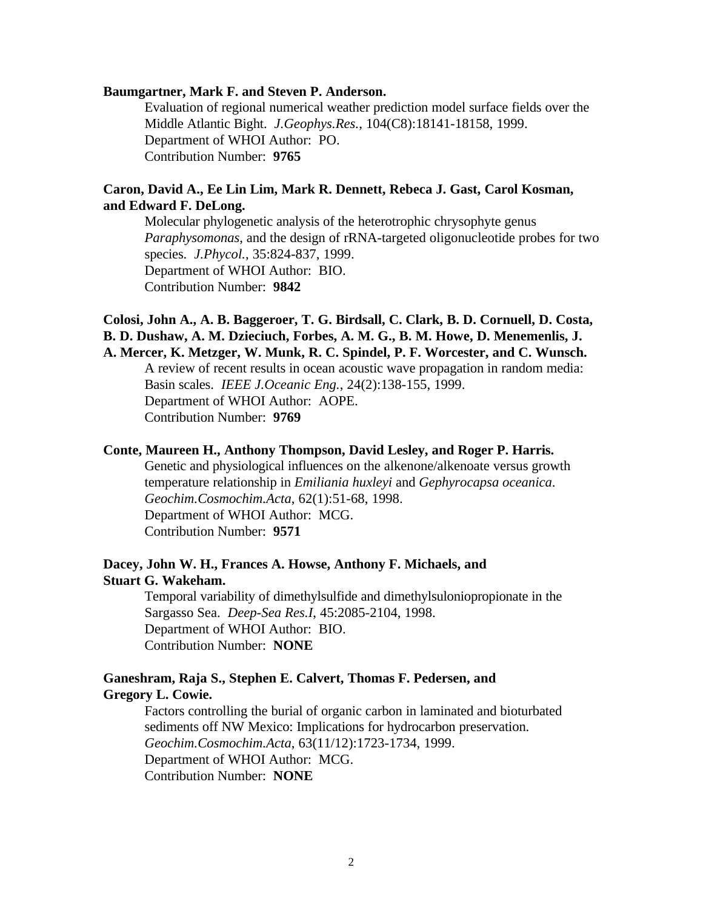**Baumgartner, Mark F. and Steven P. Anderson.**

Evaluation of regional numerical weather prediction model surface fields over the Middle Atlantic Bight. *J.Geophys.Res.*, 104(C8):18141-18158, 1999.
Department of WHOI Author: PO.
Contribution Number: **9765**

**Caron, David A., Ee Lin Lim, Mark R. Dennett, Rebeca J. Gast, Carol Kosman, and Edward F. DeLong.**

Molecular phylogenetic analysis of the heterotrophic chrysophyte genus *Paraphysomonas*, and the design of rRNA-targeted oligonucleotide probes for two species. *J.Phycol.*, 35:824-837, 1999.
Department of WHOI Author: BIO.
Contribution Number: **9842**

**Colosi, John A., A. B. Baggeroer, T. G. Birdsall, C. Clark, B. D. Cornuell, D. Costa, B. D. Dushaw, A. M. Dzieciuch, Forbes, A. M. G., B. M. Howe, D. Menemenlis, J. A. Mercer, K. Metzger, W. Munk, R. C. Spindel, P. F. Worcester, and C. Wunsch.**

A review of recent results in ocean acoustic wave propagation in random media: Basin scales. *IEEE J.Oceanic Eng.*, 24(2):138-155, 1999.
Department of WHOI Author: AOPE.
Contribution Number: **9769**

**Conte, Maureen H., Anthony Thompson, David Lesley, and Roger P. Harris.**

Genetic and physiological influences on the alkenone/alkenoate versus growth temperature relationship in *Emiliania huxleyi* and *Gephyrocapsa oceanica*. *Geochim.Cosmochim.Acta*, 62(1):51-68, 1998.
Department of WHOI Author: MCG.
Contribution Number: **9571**

**Dacey, John W. H., Frances A. Howse, Anthony F. Michaels, and Stuart G. Wakeham.**

Temporal variability of dimethylsulfide and dimethylsulonioproprionate in the Sargasso Sea. *Deep-Sea Res.I*, 45:2085-2104, 1998.
Department of WHOI Author: BIO.
Contribution Number: **NONE**

**Ganeshram, Raja S., Stephen E. Calvert, Thomas F. Pedersen, and Gregory L. Cowie.**

Factors controlling the burial of organic carbon in laminated and bioturbated sediments off NW Mexico: Implications for hydrocarbon preservation. *Geochim.Cosmochim.Acta*, 63(11/12):1723-1734, 1999.
Department of WHOI Author: MCG.
Contribution Number: **NONE**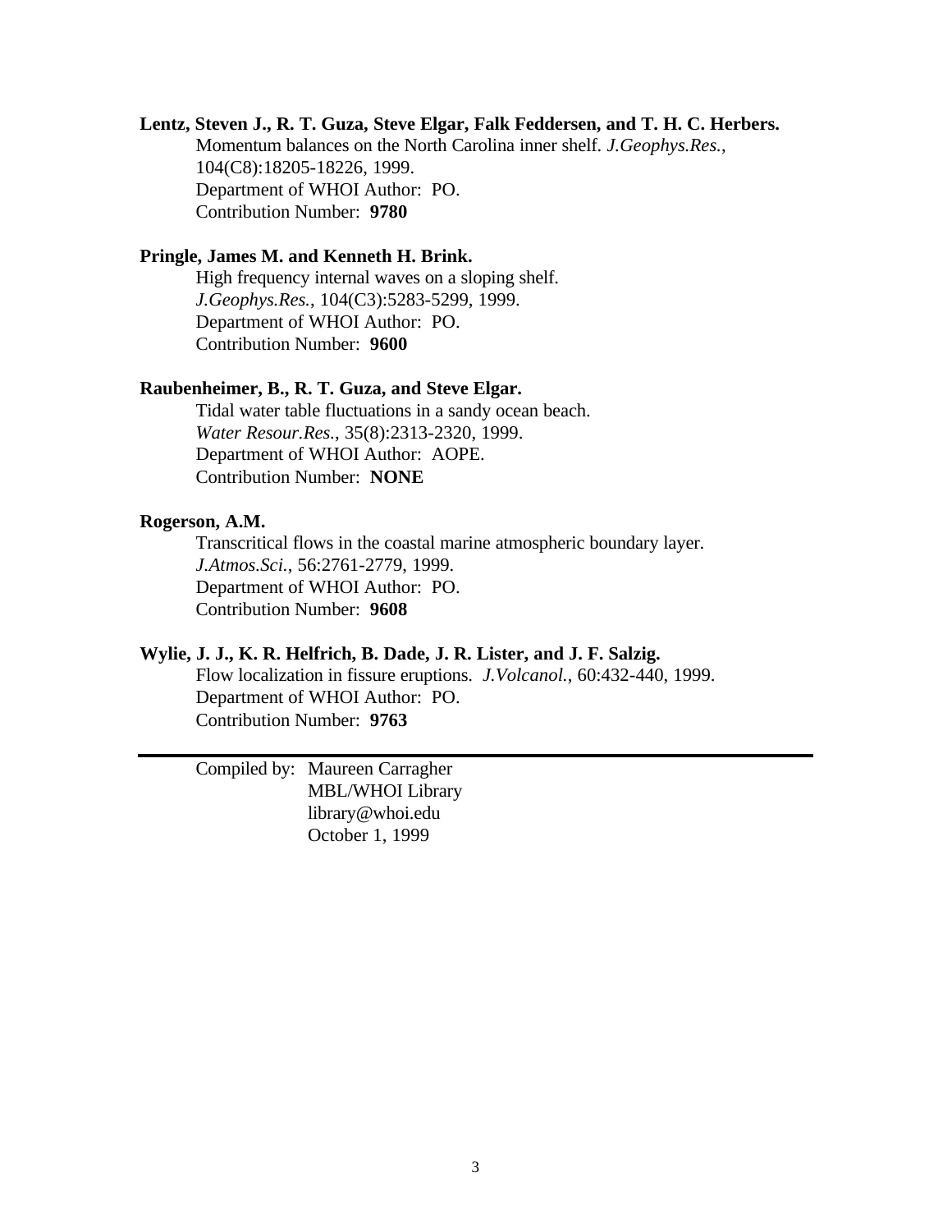**Lentz, Steven J., R. T. Guza, Steve Elgar, Falk Feddersen, and T. H. C. Herbers.**

Momentum balances on the North Carolina inner shelf. *J.Geophys.Res.*, 104(C8):18205-18226, 1999.
Department of WHOI Author: PO.
Contribution Number: **9780**

**Pringle, James M. and Kenneth H. Brink.**

High frequency internal waves on a sloping shelf.
*J.Geophys.Res.*, 104(C3):5283-5299, 1999.
Department of WHOI Author: PO.
Contribution Number: **9600**

**Raubenheimer, B., R. T. Guza, and Steve Elgar.**

Tidal water table fluctuations in a sandy ocean beach.
*Water Resour.Res.*, 35(8):2313-2320, 1999.
Department of WHOI Author: AOPE.
Contribution Number: **NONE**

**Rogerson, A.M.**

Transcritical flows in the coastal marine atmospheric boundary layer.
*J.Atmos.Sci.*, 56:2761-2779, 1999.
Department of WHOI Author: PO.
Contribution Number: **9608**

**Wylie, J. J., K. R. Helfrich, B. Dade, J. R. Lister, and J. F. Salzig.**

Flow localization in fissure eruptions. *J.Volcanol.*, 60:432-440, 1999.
Department of WHOI Author: PO.
Contribution Number: **9763**

---

Compiled by: Maureen Carragher
MBL/WHOI Library
library@whoi.edu
October 1, 1999